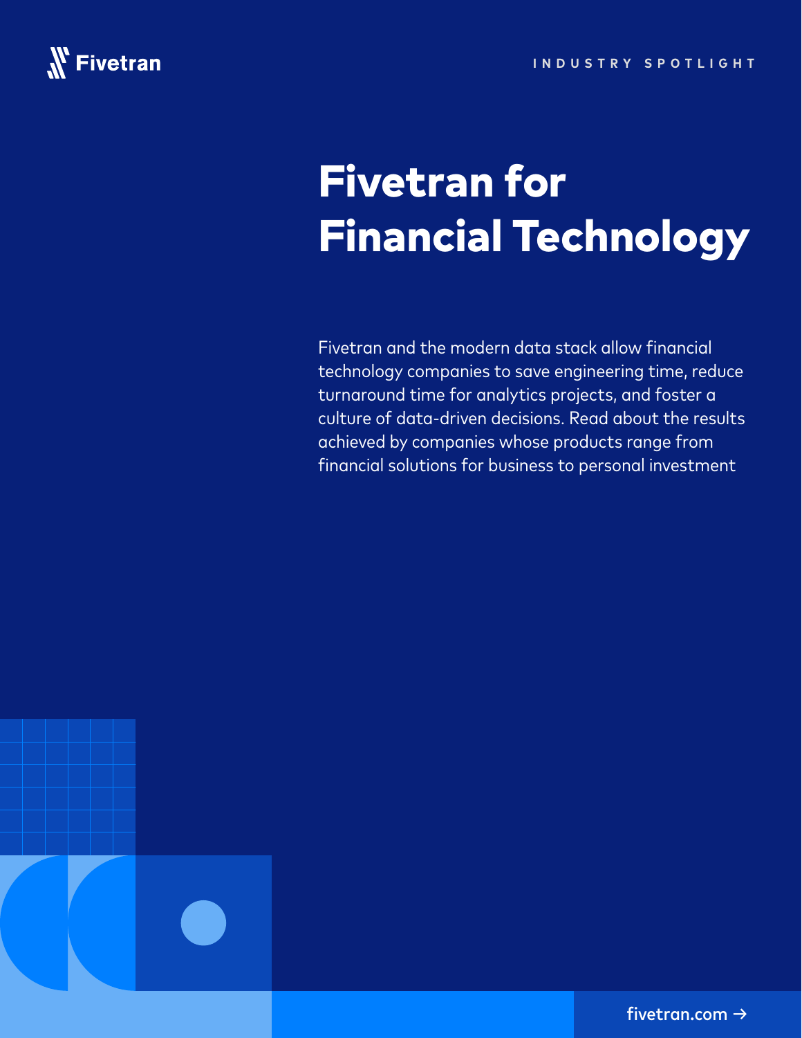Fivetran

INDUSTRY SPOTLIGHT

# Fivetran for Financial Technology

Fivetran and the modern data stack allow financial technology companies to save engineering time, reduce turnaround time for analytics projects, and foster a culture of data-driven decisions. Read about the results achieved by companies whose products range from financial solutions for business to personal investment

fivetran.com →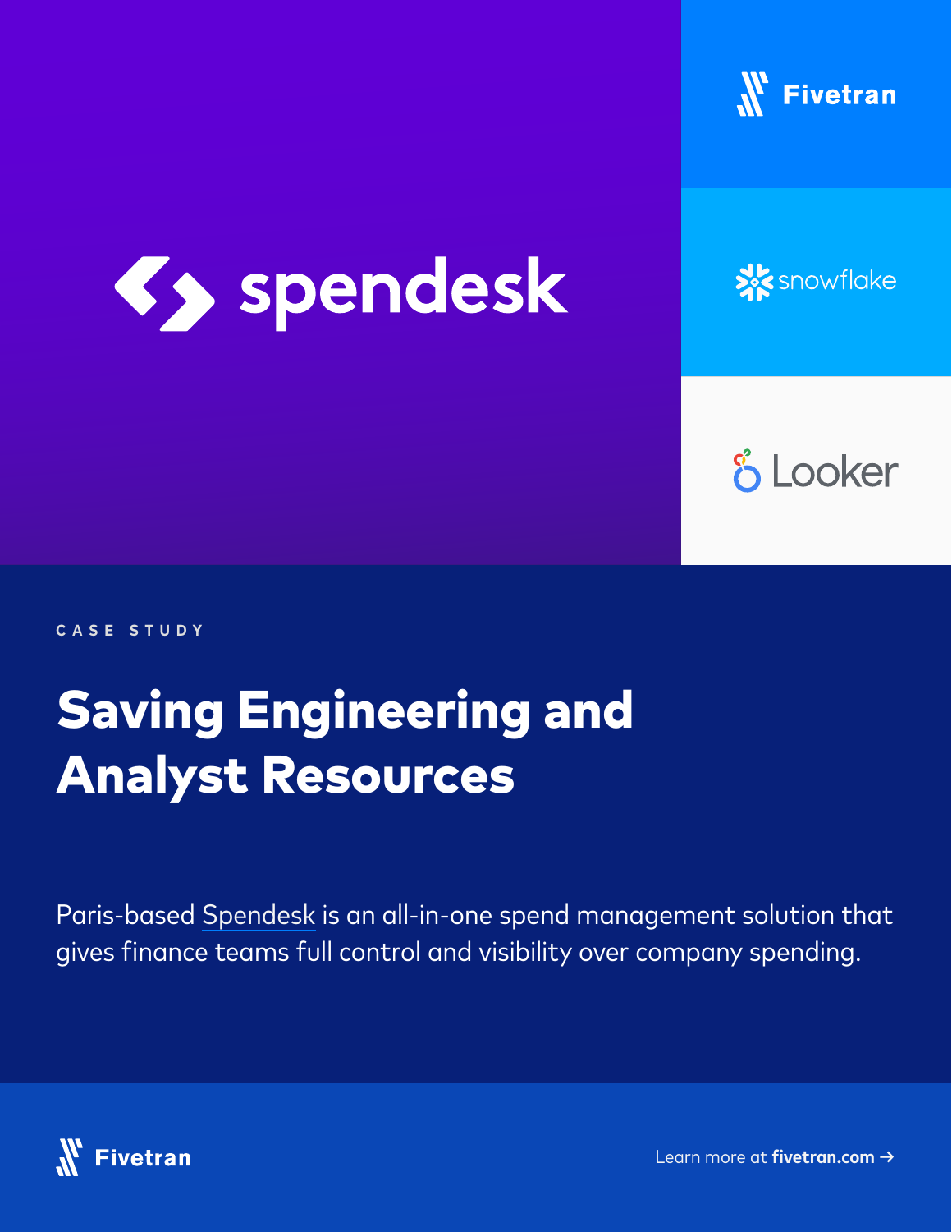spendesk

Fivetran

snowflake

Looker

CASE STUDY

# Saving Engineering and Analyst Resources

Paris-based Spendesk is an all-in-one spend management solution that gives finance teams full control and visibility over company spending.

Fivetran

Learn more at **fivetran.com** →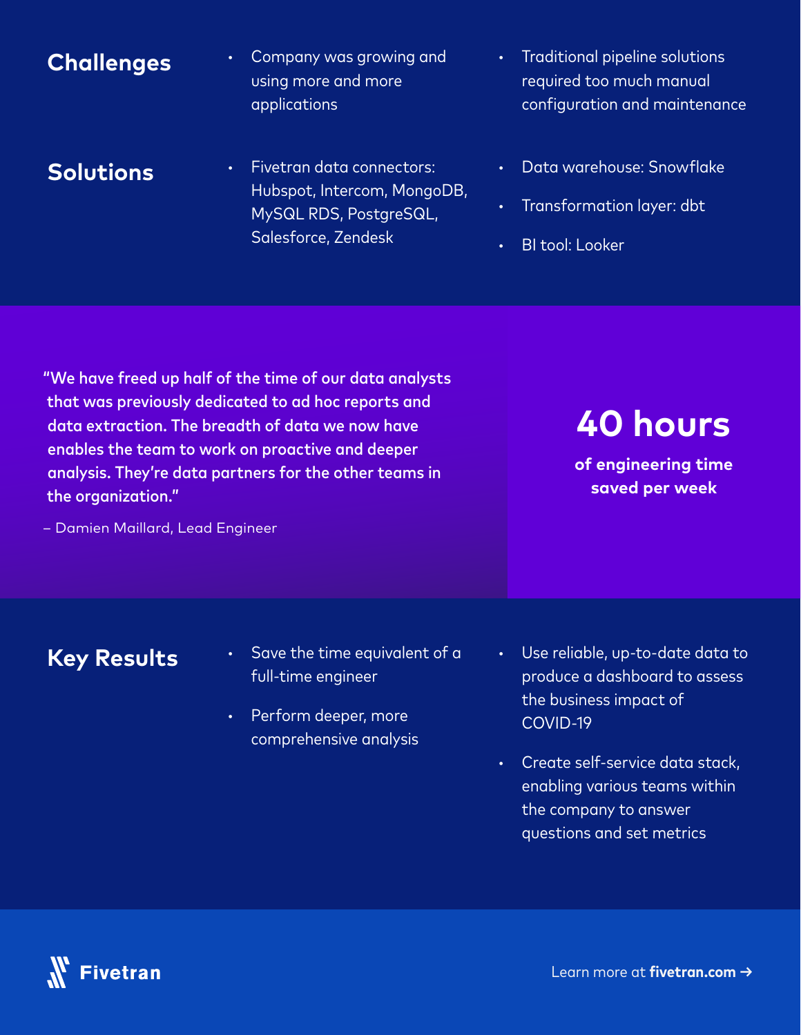## Challenges

- Company was growing and using more and more applications
- Traditional pipeline solutions required too much manual configuration and maintenance

## Solutions

- Fivetran data connectors: Hubspot, Intercom, MongoDB, MySQL RDS, PostgreSQL, Salesforce, Zendesk
- Data warehouse: Snowflake
- Transformation layer: dbt
- BI tool: Looker

**"We have freed up half of the time of our data analysts that was previously dedicated to ad hoc reports and data extraction. The breadth of data we now have enables the team to work on proactive and deeper analysis. They're data partners for the other teams in the organization."**

– Damien Maillard, Lead Engineer

**40 hours**

**of engineering time saved per week**

## Key Results

- Save the time equivalent of a full-time engineer
- Perform deeper, more comprehensive analysis
- Use reliable, up-to-date data to produce a dashboard to assess the business impact of COVID-19
- Create self-service data stack, enabling various teams within the company to answer questions and set metrics

Fivetran

Learn more at **fivetran.com** →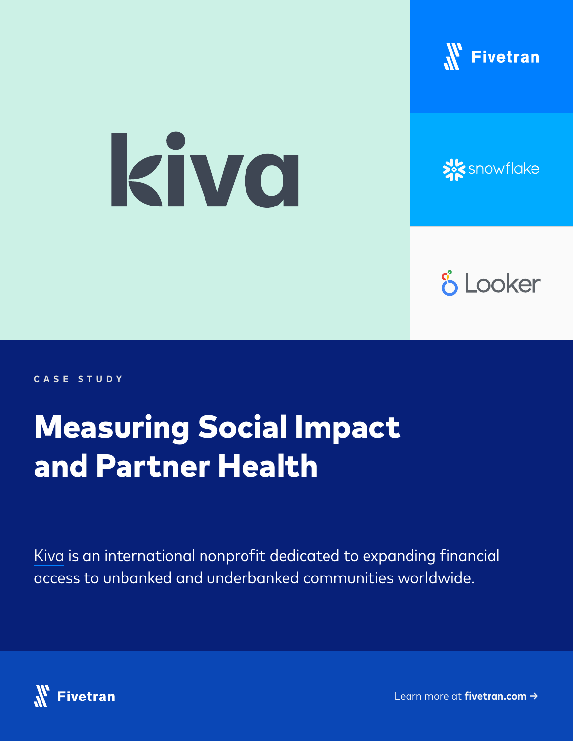kiva

Fivetran

snowflake

Looker

CASE STUDY

# Measuring Social Impact and Partner Health

Kiva is an international nonprofit dedicated to expanding financial access to unbanked and underbanked communities worldwide.

Fivetran

Learn more at **fivetran.com** →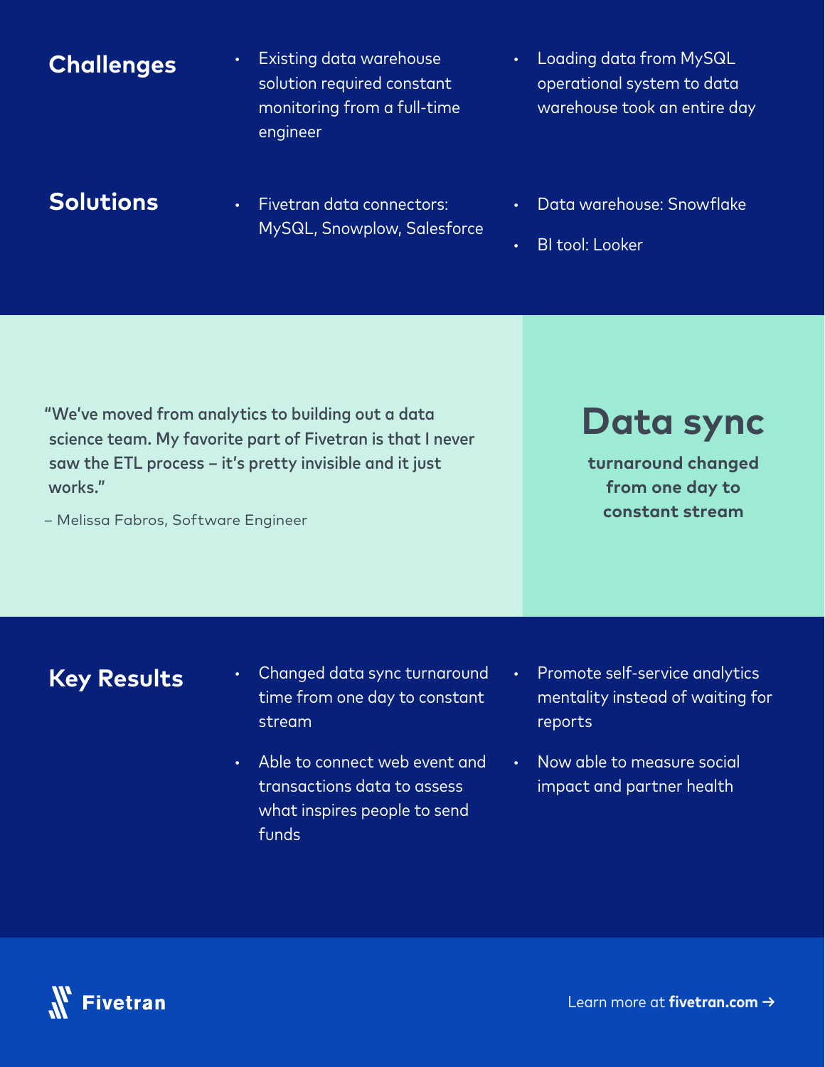## Challenges

- Existing data warehouse solution required constant monitoring from a full-time engineer
- Loading data from MySQL operational system to data warehouse took an entire day

## Solutions

- Fivetran data connectors: MySQL, Snowplow, Salesforce
- Data warehouse: Snowflake
- BI tool: Looker

"We've moved from analytics to building out a data science team. My favorite part of Fivetran is that I never saw the ETL process – it's pretty invisible and it just works."

– Melissa Fabros, Software Engineer

**Data sync**

**turnaround changed from one day to constant stream**

## Key Results

- Changed data sync turnaround time from one day to constant stream
- Able to connect web event and transactions data to assess what inspires people to send funds
- Promote self-service analytics mentality instead of waiting for reports
- Now able to measure social impact and partner health

**Fivetran**

Learn more at **fivetran.com** →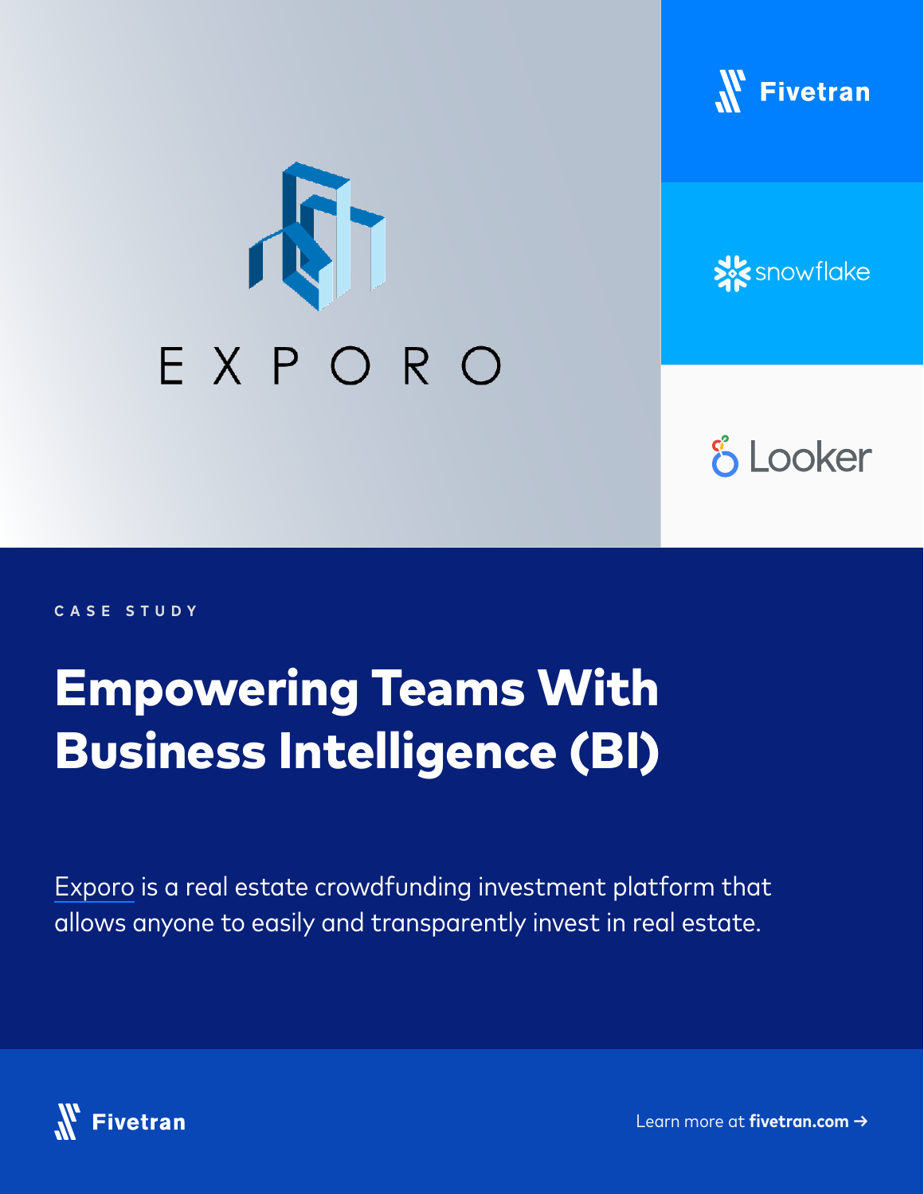EXPORO

Fivetran

snowflake

Looker

CASE STUDY

# Empowering Teams With Business Intelligence (BI)

Exporo is a real estate crowdfunding investment platform that allows anyone to easily and transparently invest in real estate.

Fivetran

Learn more at **fivetran.com** →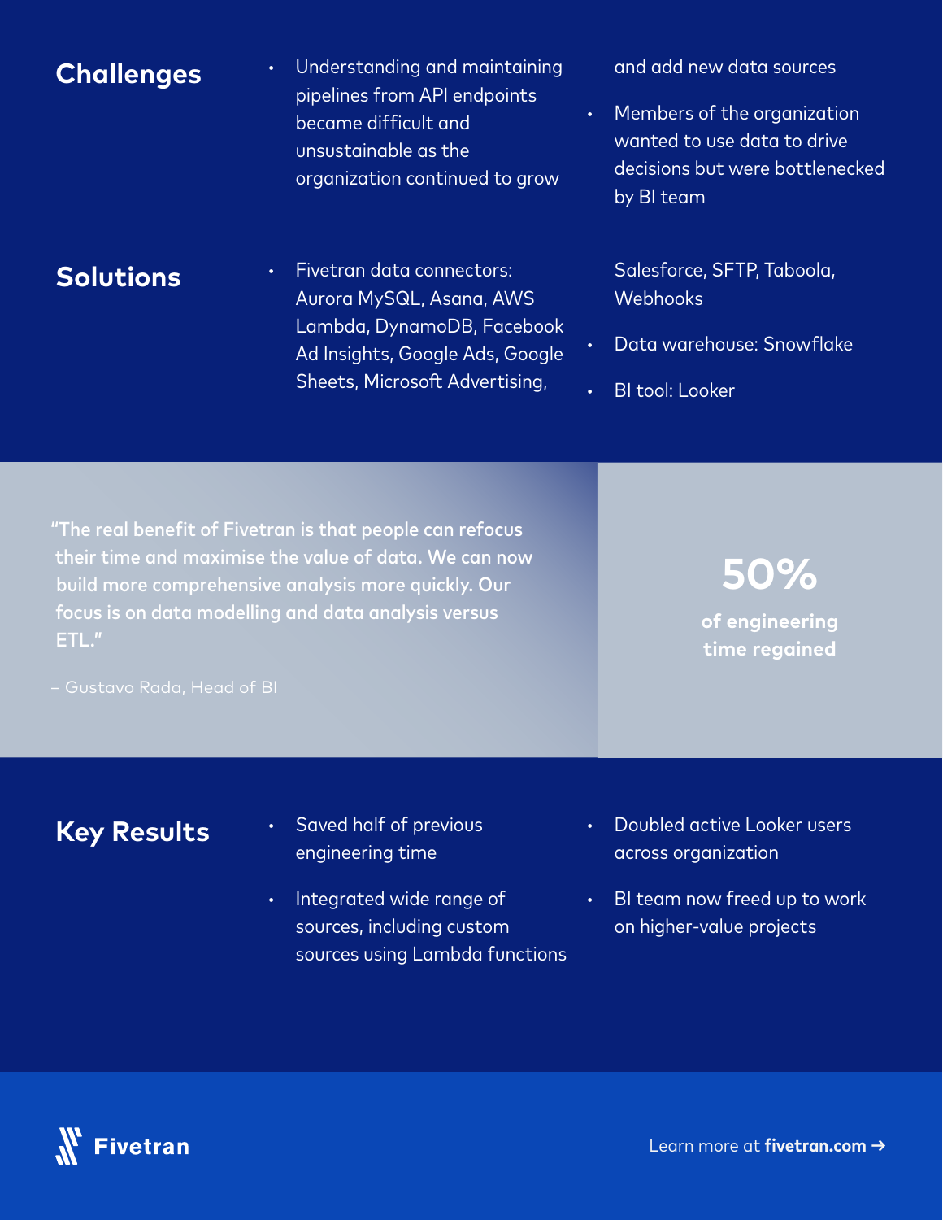## Challenges

- Understanding and maintaining pipelines from API endpoints became difficult and unsustainable as the organization continued to grow and add new data sources
- Members of the organization wanted to use data to drive decisions but were bottlenecked by BI team

## Solutions

- Fivetran data connectors: Aurora MySQL, Asana, AWS Lambda, DynamoDB, Facebook Ad Insights, Google Ads, Google Sheets, Microsoft Advertising, Salesforce, SFTP, Taboola, Webhooks
- Data warehouse: Snowflake
- BI tool: Looker

"The real benefit of Fivetran is that people can refocus their time and maximise the value of data. We can now build more comprehensive analysis more quickly. Our focus is on data modelling and data analysis versus ETL."

– Gustavo Rada, Head of BI

**50%**

**of engineering time regained**

## Key Results

- Saved half of previous engineering time
- Integrated wide range of sources, including custom sources using Lambda functions
- Doubled active Looker users across organization
- BI team now freed up to work on higher-value projects

Fivetran

Learn more at **fivetran.com** →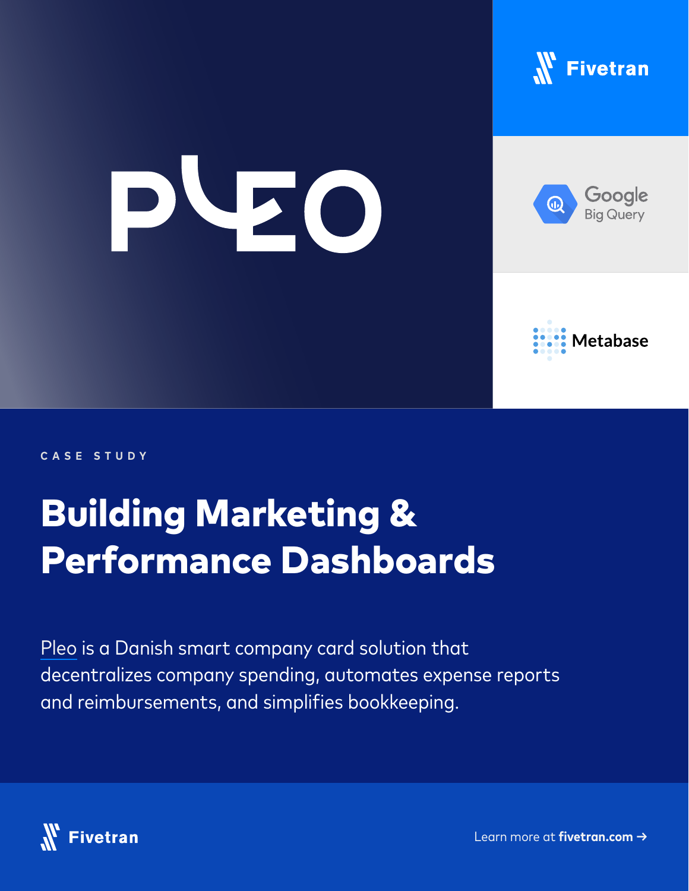PLEO

Fivetran

Google Big Query

Metabase

CASE STUDY

# Building Marketing & Performance Dashboards

Pleo is a Danish smart company card solution that decentralizes company spending, automates expense reports and reimbursements, and simplifies bookkeeping.

Fivetran

Learn more at **fivetran.com** →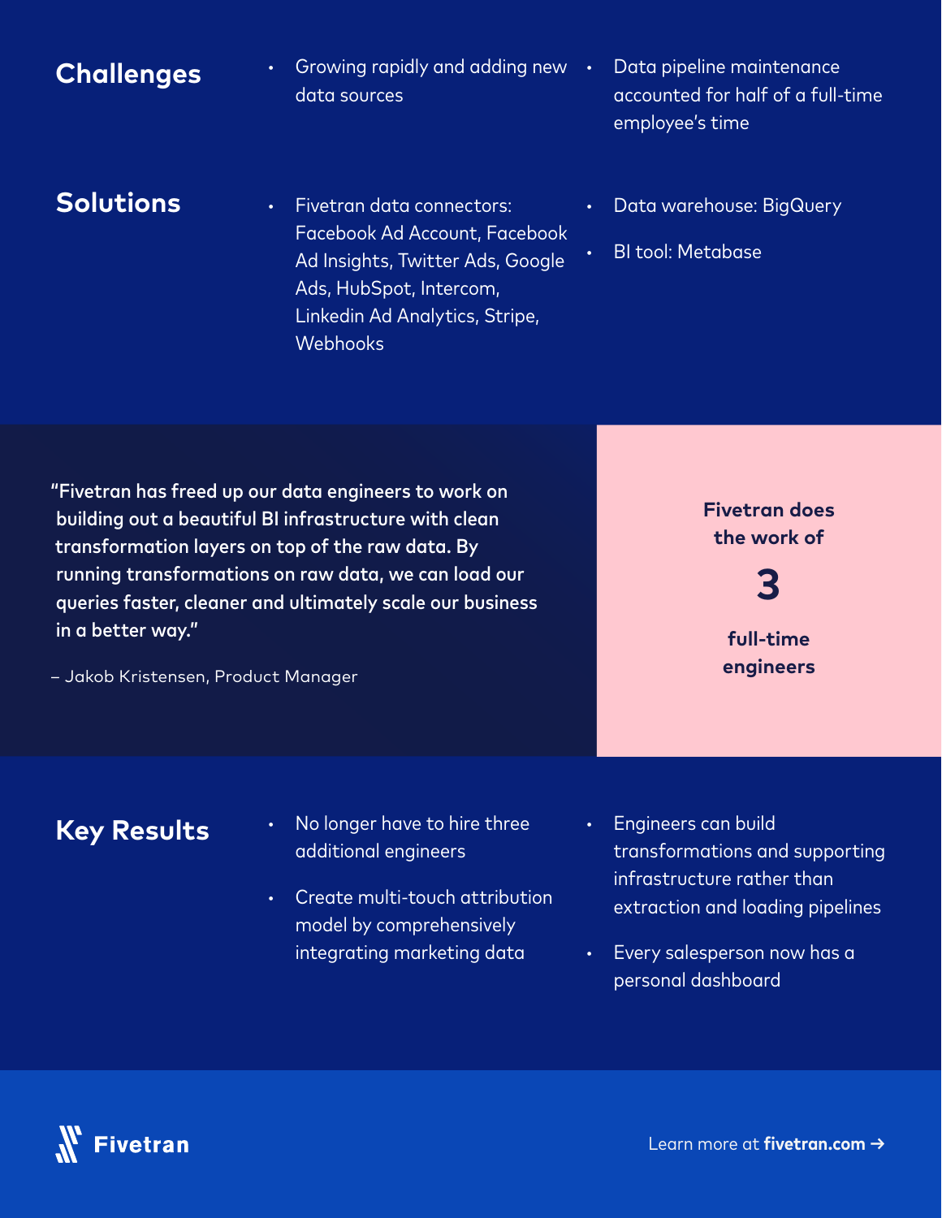## Challenges

- Growing rapidly and adding new data sources
- Data pipeline maintenance accounted for half of a full-time employee's time

## Solutions

- Fivetran data connectors: Facebook Ad Account, Facebook Ad Insights, Twitter Ads, Google Ads, HubSpot, Intercom, Linkedin Ad Analytics, Stripe, Webhooks
- Data warehouse: BigQuery
- BI tool: Metabase

**"Fivetran has freed up our data engineers to work on building out a beautiful BI infrastructure with clean transformation layers on top of the raw data. By running transformations on raw data, we can load our queries faster, cleaner and ultimately scale our business in a better way."**

– Jakob Kristensen, Product Manager

**Fivetran does the work of**

**3**

**full-time engineers**

## Key Results

- No longer have to hire three additional engineers
- Create multi-touch attribution model by comprehensively integrating marketing data
- Engineers can build transformations and supporting infrastructure rather than extraction and loading pipelines
- Every salesperson now has a personal dashboard

Fivetran

Learn more at **fivetran.com** →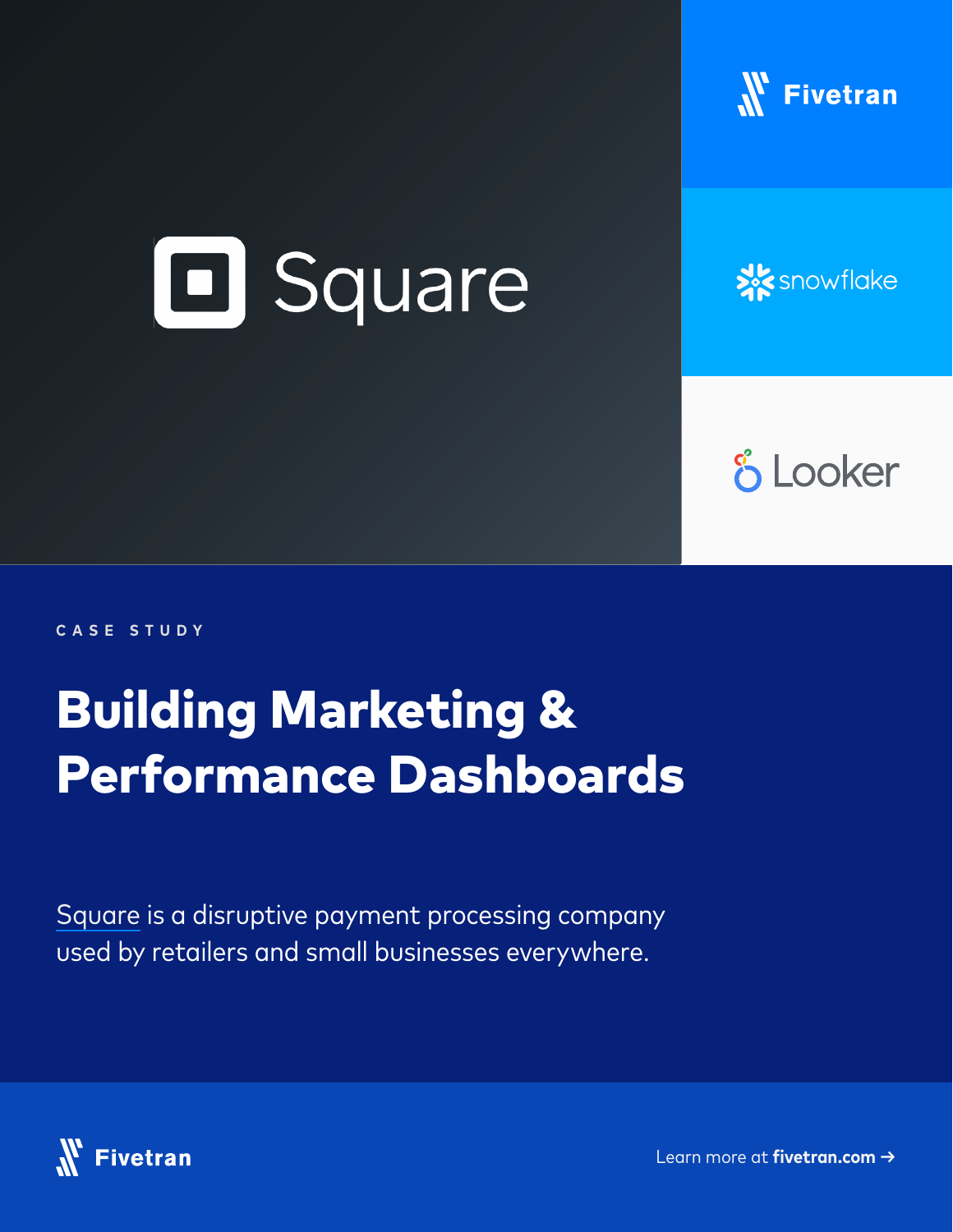Square

Fivetran

snowflake

Looker

CASE STUDY

# Building Marketing & Performance Dashboards

Square is a disruptive payment processing company used by retailers and small businesses everywhere.

Fivetran

Learn more at **fivetran.com** →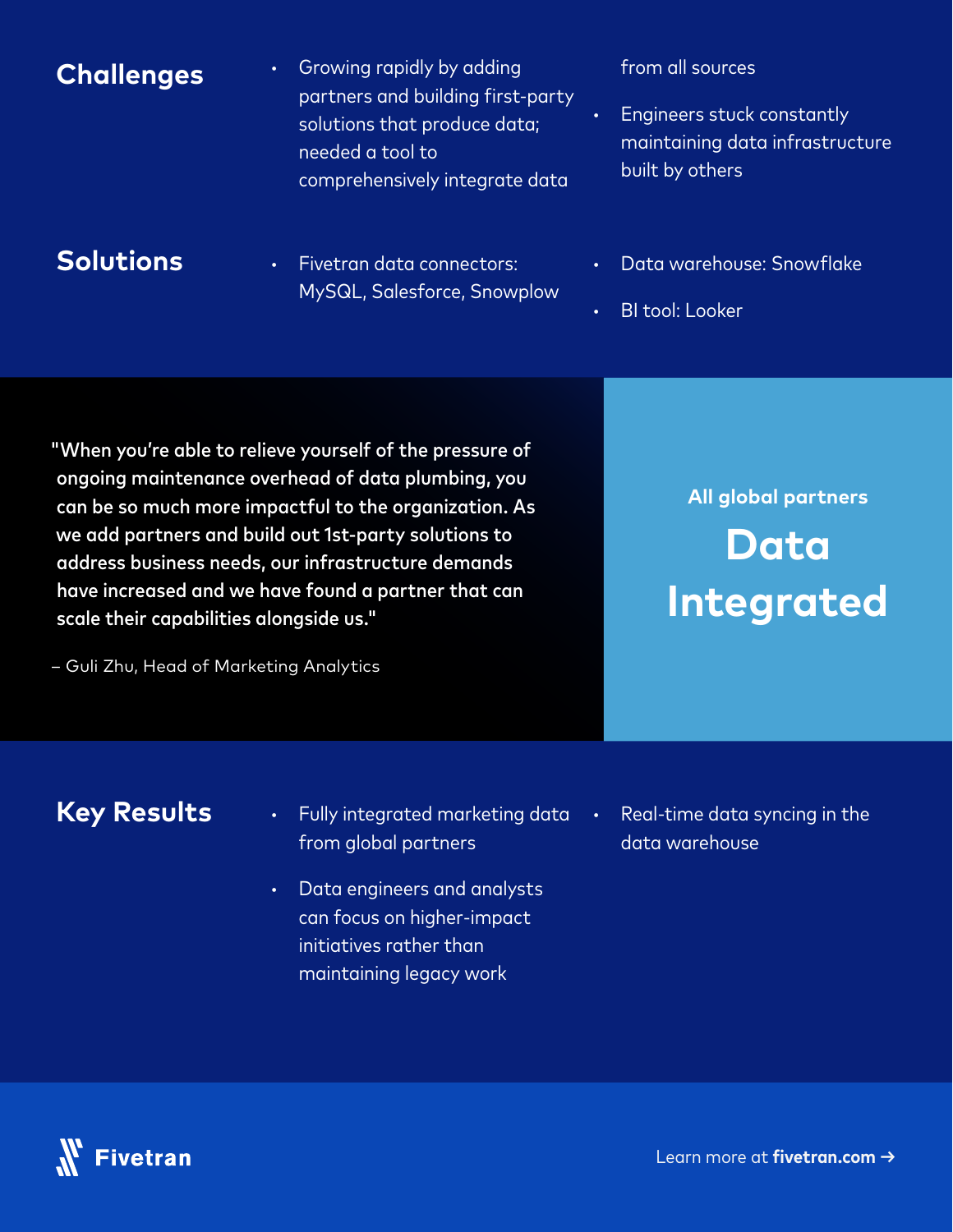## Challenges

- Growing rapidly by adding partners and building first-party solutions that produce data; needed a tool to comprehensively integrate data from all sources
- Engineers stuck constantly maintaining data infrastructure built by others

## Solutions

- Fivetran data connectors: MySQL, Salesforce, Snowplow
- Data warehouse: Snowflake
- BI tool: Looker

"When you're able to relieve yourself of the pressure of ongoing maintenance overhead of data plumbing, you can be so much more impactful to the organization. As we add partners and build out 1st-party solutions to address business needs, our infrastructure demands have increased and we have found a partner that can scale their capabilities alongside us."

– Guli Zhu, Head of Marketing Analytics

All global partners

**Data Integrated**

## Key Results

- Fully integrated marketing data from global partners
- Data engineers and analysts can focus on higher-impact initiatives rather than maintaining legacy work
- Real-time data syncing in the data warehouse

Fivetran

Learn more at **fivetran.com** →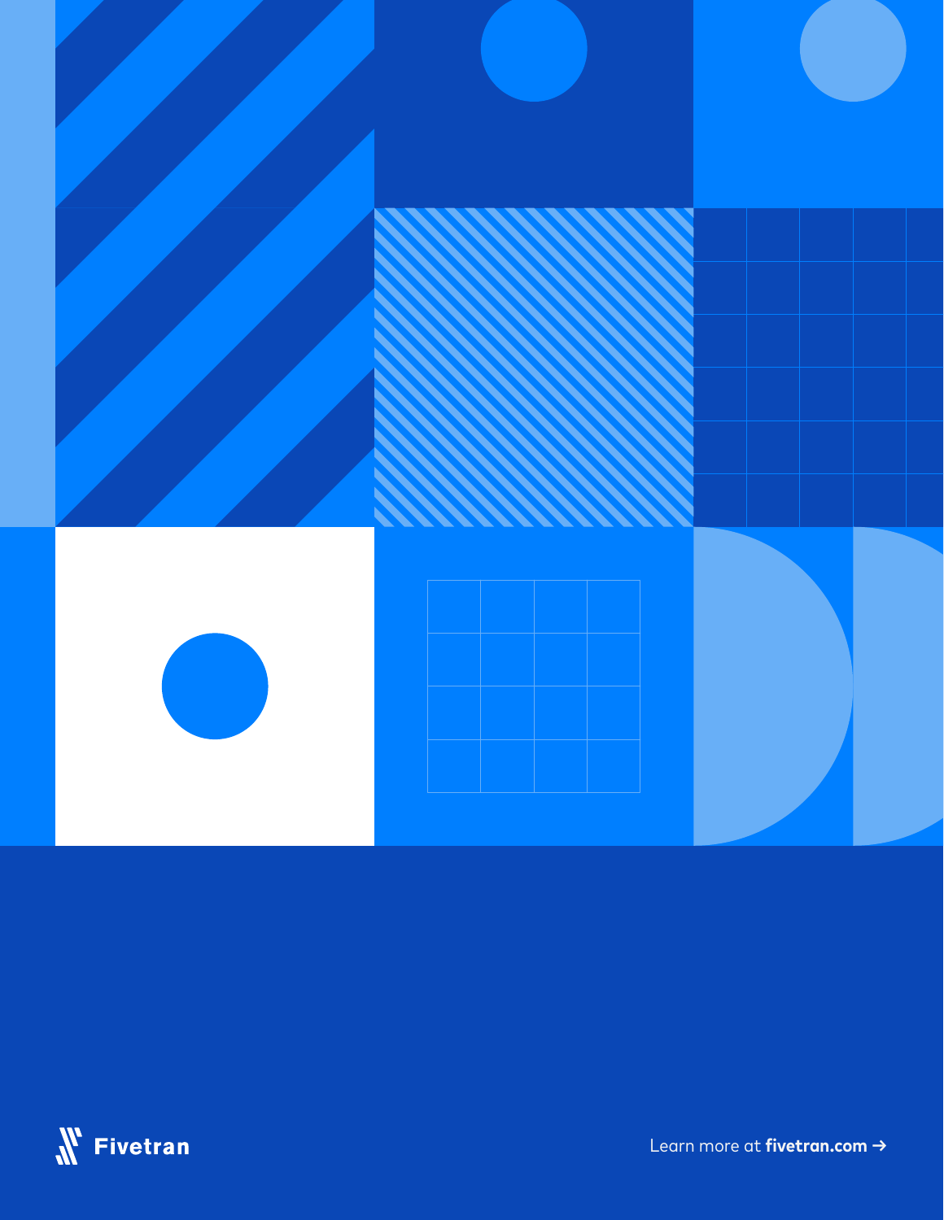Fivetran

Learn more at **fivetran.com** →